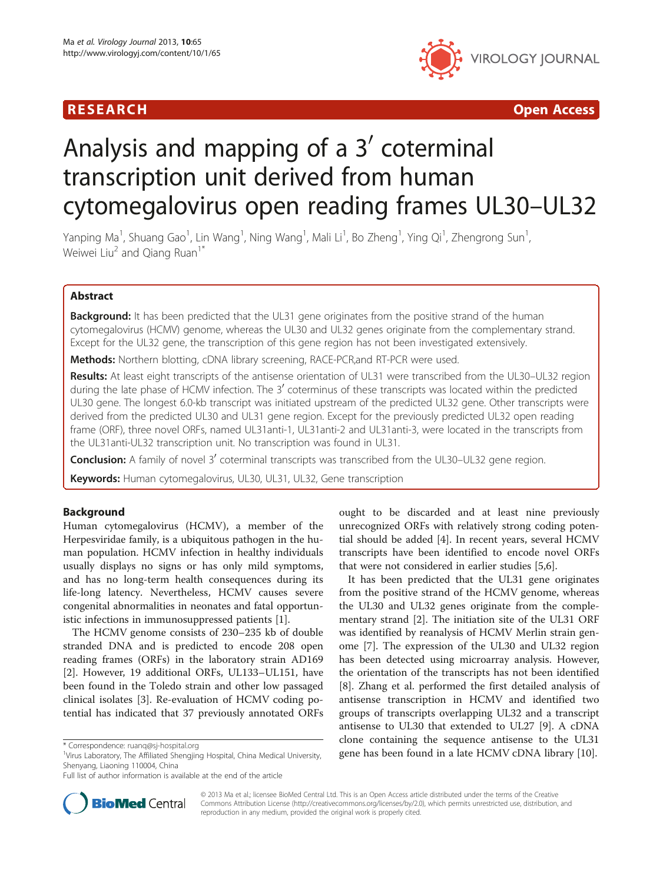RESEARCH Open Access

# Analysis and mapping of a 3′ coterminal transcription unit derived from human cytomegalovirus open reading frames UL30–UL32

Yanping Ma[1], Shuang Gao[1], Lin Wang[1], Ning Wang[1], Mali Li[1], Bo Zheng[1], Ying Qi[1], Zhengrong Sun[1], Weiwei Liu[2] and Qiang Ruan[1*]

## Abstract

**Background:** It has been predicted that the UL31 gene originates from the positive strand of the human cytomegalovirus (HCMV) genome, whereas the UL30 and UL32 genes originate from the complementary strand. Except for the UL32 gene, the transcription of this gene region has not been investigated extensively.

**Methods:** Northern blotting, cDNA library screening, RACE-PCR,and RT-PCR were used.

**Results:** At least eight transcripts of the antisense orientation of UL31 were transcribed from the UL30–UL32 region during the late phase of HCMV infection. The 3′ coterminus of these transcripts was located within the predicted UL30 gene. The longest 6.0-kb transcript was initiated upstream of the predicted UL32 gene. Other transcripts were derived from the predicted UL30 and UL31 gene region. Except for the previously predicted UL32 open reading frame (ORF), three novel ORFs, named UL31anti-1, UL31anti-2 and UL31anti-3, were located in the transcripts from the UL31anti-UL32 transcription unit. No transcription was found in UL31.

**Conclusion:** A family of novel 3′ coterminal transcripts was transcribed from the UL30–UL32 gene region.

**Keywords:** Human cytomegalovirus, UL30, UL31, UL32, Gene transcription

## Background

Human cytomegalovirus (HCMV), a member of the Herpesviridae family, is a ubiquitous pathogen in the human population. HCMV infection in healthy individuals usually displays no signs or has only mild symptoms, and has no long-term health consequences during its life-long latency. Nevertheless, HCMV causes severe congenital abnormalities in neonates and fatal opportunistic infections in immunosuppressed patients [1].

The HCMV genome consists of 230–235 kb of double stranded DNA and is predicted to encode 208 open reading frames (ORFs) in the laboratory strain AD169 [2]. However, 19 additional ORFs, UL133–UL151, have been found in the Toledo strain and other low passaged clinical isolates [3]. Re-evaluation of HCMV coding potential has indicated that 37 previously annotated ORFs ought to be discarded and at least nine previously unrecognized ORFs with relatively strong coding potential should be added [4]. In recent years, several HCMV transcripts have been identified to encode novel ORFs that were not considered in earlier studies [5,6].

It has been predicted that the UL31 gene originates from the positive strand of the HCMV genome, whereas the UL30 and UL32 genes originate from the complementary strand [2]. The initiation site of the UL31 ORF was identified by reanalysis of HCMV Merlin strain genome [7]. The expression of the UL30 and UL32 region has been detected using microarray analysis. However, the orientation of the transcripts has not been identified [8]. Zhang et al. performed the first detailed analysis of antisense transcription in HCMV and identified two groups of transcripts overlapping UL32 and a transcript antisense to UL30 that extended to UL27 [9]. A cDNA clone containing the sequence antisense to the UL31 gene has been found in a late HCMV cDNA library [10].

\* Correspondence: ruanq@sj-hospital.org
[1]Virus Laboratory, The Affiliated Shengjing Hospital, China Medical University, Shenyang, Liaoning 110004, China
Full list of author information is available at the end of the article

© 2013 Ma et al.; licensee BioMed Central Ltd. This is an Open Access article distributed under the terms of the Creative Commons Attribution License (http://creativecommons.org/licenses/by/2.0), which permits unrestricted use, distribution, and reproduction in any medium, provided the original work is properly cited.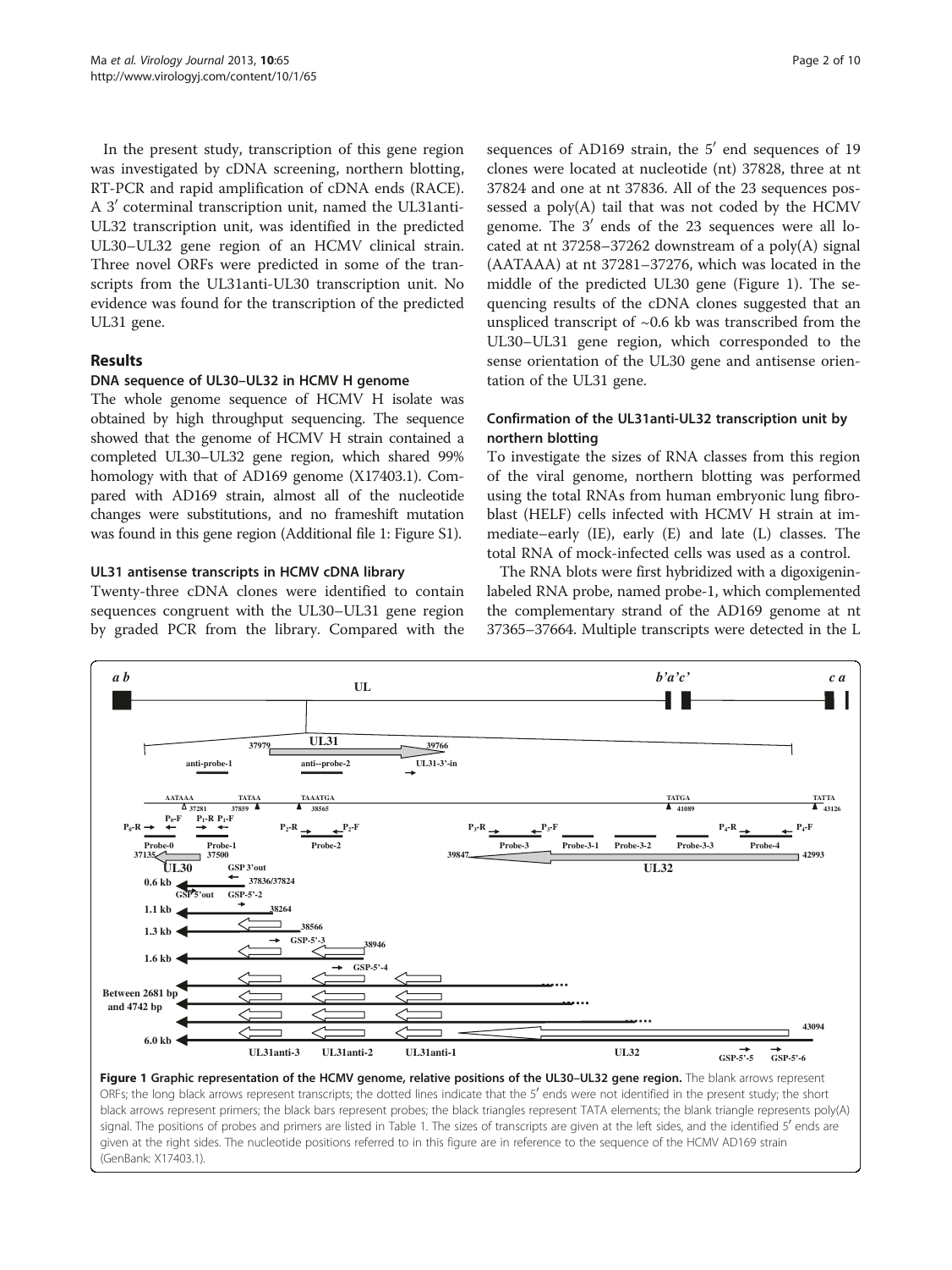In the present study, transcription of this gene region was investigated by cDNA screening, northern blotting, RT-PCR and rapid amplification of cDNA ends (RACE). A 3′ coterminal transcription unit, named the UL31anti-UL32 transcription unit, was identified in the predicted UL30–UL32 gene region of an HCMV clinical strain. Three novel ORFs were predicted in some of the transcripts from the UL31anti-UL30 transcription unit. No evidence was found for the transcription of the predicted UL31 gene.

## Results

### DNA sequence of UL30–UL32 in HCMV H genome

The whole genome sequence of HCMV H isolate was obtained by high throughput sequencing. The sequence showed that the genome of HCMV H strain contained a completed UL30–UL32 gene region, which shared 99% homology with that of AD169 genome (X17403.1). Compared with AD169 strain, almost all of the nucleotide changes were substitutions, and no frameshift mutation was found in this gene region (Additional file 1: Figure S1).

### UL31 antisense transcripts in HCMV cDNA library

Twenty-three cDNA clones were identified to contain sequences congruent with the UL30–UL31 gene region by graded PCR from the library. Compared with the sequences of AD169 strain, the 5′ end sequences of 19 clones were located at nucleotide (nt) 37828, three at nt 37824 and one at nt 37836. All of the 23 sequences possessed a poly(A) tail that was not coded by the HCMV genome. The 3′ ends of the 23 sequences were all located at nt 37258–37262 downstream of a poly(A) signal (AATAAA) at nt 37281–37276, which was located in the middle of the predicted UL30 gene (Figure 1). The sequencing results of the cDNA clones suggested that an unspliced transcript of ~0.6 kb was transcribed from the UL30–UL31 gene region, which corresponded to the sense orientation of the UL30 gene and antisense orientation of the UL31 gene.

### Confirmation of the UL31anti-UL32 transcription unit by northern blotting

To investigate the sizes of RNA classes from this region of the viral genome, northern blotting was performed using the total RNAs from human embryonic lung fibroblast (HELF) cells infected with HCMV H strain at immediate–early (IE), early (E) and late (L) classes. The total RNA of mock-infected cells was used as a control.

The RNA blots were first hybridized with a digoxigenin-labeled RNA probe, named probe-1, which complemented the complementary strand of the AD169 genome at nt 37365–37664. Multiple transcripts were detected in the L

**Figure 1 Graphic representation of the HCMV genome, relative positions of the UL30–UL32 gene region.** The blank arrows represent ORFs; the long black arrows represent transcripts; the dotted lines indicate that the 5′ ends were not identified in the present study; the short black arrows represent primers; the black bars represent probes; the black triangles represent TATA elements; the blank triangle represents poly(A) signal. The positions of probes and primers are listed in Table 1. The sizes of transcripts are given at the left sides, and the identified 5′ ends are given at the right sides. The nucleotide positions referred to in this figure are in reference to the sequence of the HCMV AD169 strain (GenBank: X17403.1).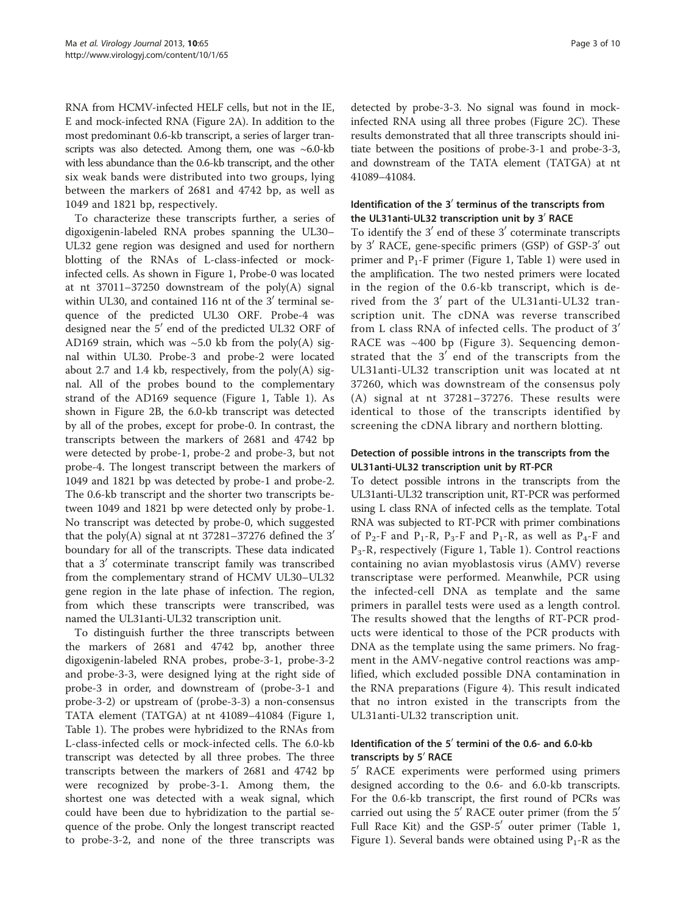RNA from HCMV-infected HELF cells, but not in the IE, E and mock-infected RNA (Figure 2A). In addition to the most predominant 0.6-kb transcript, a series of larger transcripts was also detected. Among them, one was ~6.0-kb with less abundance than the 0.6-kb transcript, and the other six weak bands were distributed into two groups, lying between the markers of 2681 and 4742 bp, as well as 1049 and 1821 bp, respectively.

To characterize these transcripts further, a series of digoxigenin-labeled RNA probes spanning the UL30–UL32 gene region was designed and used for northern blotting of the RNAs of L-class-infected or mock-infected cells. As shown in Figure 1, Probe-0 was located at nt 37011–37250 downstream of the poly(A) signal within UL30, and contained 116 nt of the 3′ terminal sequence of the predicted UL30 ORF. Probe-4 was designed near the 5′ end of the predicted UL32 ORF of AD169 strain, which was ~5.0 kb from the poly(A) signal within UL30. Probe-3 and probe-2 were located about 2.7 and 1.4 kb, respectively, from the poly(A) signal. All of the probes bound to the complementary strand of the AD169 sequence (Figure 1, Table 1). As shown in Figure 2B, the 6.0-kb transcript was detected by all of the probes, except for probe-0. In contrast, the transcripts between the markers of 2681 and 4742 bp were detected by probe-1, probe-2 and probe-3, but not probe-4. The longest transcript between the markers of 1049 and 1821 bp was detected by probe-1 and probe-2. The 0.6-kb transcript and the shorter two transcripts between 1049 and 1821 bp were detected only by probe-1. No transcript was detected by probe-0, which suggested that the poly(A) signal at nt 37281–37276 defined the 3′ boundary for all of the transcripts. These data indicated that a 3′ coterminate transcript family was transcribed from the complementary strand of HCMV UL30–UL32 gene region in the late phase of infection. The region, from which these transcripts were transcribed, was named the UL31anti-UL32 transcription unit.

To distinguish further the three transcripts between the markers of 2681 and 4742 bp, another three digoxigenin-labeled RNA probes, probe-3-1, probe-3-2 and probe-3-3, were designed lying at the right side of probe-3 in order, and downstream of (probe-3-1 and probe-3-2) or upstream of (probe-3-3) a non-consensus TATA element (TATGA) at nt 41089–41084 (Figure 1, Table 1). The probes were hybridized to the RNAs from L-class-infected cells or mock-infected cells. The 6.0-kb transcript was detected by all three probes. The three transcripts between the markers of 2681 and 4742 bp were recognized by probe-3-1. Among them, the shortest one was detected with a weak signal, which could have been due to hybridization to the partial sequence of the probe. Only the longest transcript reacted to probe-3-2, and none of the three transcripts was detected by probe-3-3. No signal was found in mock-infected RNA using all three probes (Figure 2C). These results demonstrated that all three transcripts should initiate between the positions of probe-3-1 and probe-3-3, and downstream of the TATA element (TATGA) at nt 41089–41084.

### Identification of the 3′ terminus of the transcripts from the UL31anti-UL32 transcription unit by 3′ RACE

To identify the 3′ end of these 3′ coterminate transcripts by 3′ RACE, gene-specific primers (GSP) of GSP-3′ out primer and $P_1$-F primer (Figure 1, Table 1) were used in the amplification. The two nested primers were located in the region of the 0.6-kb transcript, which is derived from the 3′ part of the UL31anti-UL32 transcription unit. The cDNA was reverse transcribed from L class RNA of infected cells. The product of 3′ RACE was ~400 bp (Figure 3). Sequencing demonstrated that the 3′ end of the transcripts from the UL31anti-UL32 transcription unit was located at nt 37260, which was downstream of the consensus poly (A) signal at nt 37281–37276. These results were identical to those of the transcripts identified by screening the cDNA library and northern blotting.

### Detection of possible introns in the transcripts from the UL31anti-UL32 transcription unit by RT-PCR

To detect possible introns in the transcripts from the UL31anti-UL32 transcription unit, RT-PCR was performed using L class RNA of infected cells as the template. Total RNA was subjected to RT-PCR with primer combinations of $P_2$-F and $P_1$-R, $P_3$-F and $P_1$-R, as well as $P_4$-F and $P_3$-R, respectively (Figure 1, Table 1). Control reactions containing no avian myoblastosis virus (AMV) reverse transcriptase were performed. Meanwhile, PCR using the infected-cell DNA as template and the same primers in parallel tests were used as a length control. The results showed that the lengths of RT-PCR products were identical to those of the PCR products with DNA as the template using the same primers. No fragment in the AMV-negative control reactions was amplified, which excluded possible DNA contamination in the RNA preparations (Figure 4). This result indicated that no intron existed in the transcripts from the UL31anti-UL32 transcription unit.

### Identification of the 5′ termini of the 0.6- and 6.0-kb transcripts by 5′ RACE

5′ RACE experiments were performed using primers designed according to the 0.6- and 6.0-kb transcripts. For the 0.6-kb transcript, the first round of PCRs was carried out using the 5′ RACE outer primer (from the 5′ Full Race Kit) and the GSP-5′ outer primer (Table 1, Figure 1). Several bands were obtained using $P_1$-R as the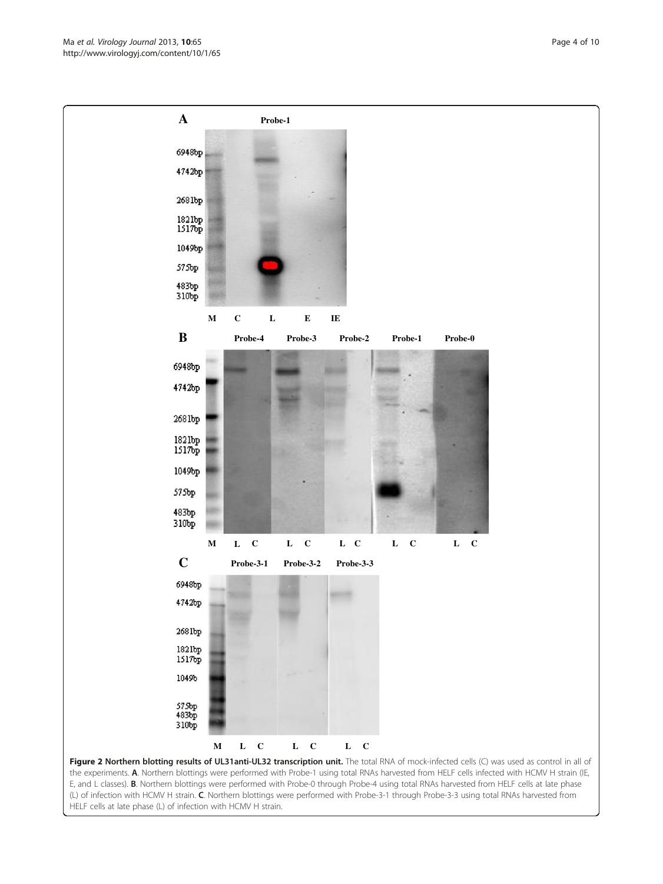**Figure 2 Northern blotting results of UL31anti-UL32 transcription unit.** The total RNA of mock-infected cells (C) was used as control in all of the experiments. **A**. Northern blottings were performed with Probe-1 using total RNAs harvested from HELF cells infected with HCMV H strain (IE, E, and L classes). **B**. Northern blottings were performed with Probe-0 through Probe-4 using total RNAs harvested from HELF cells at late phase (L) of infection with HCMV H strain. **C**. Northern blottings were performed with Probe-3-1 through Probe-3-3 using total RNAs harvested from HELF cells at late phase (L) of infection with HCMV H strain.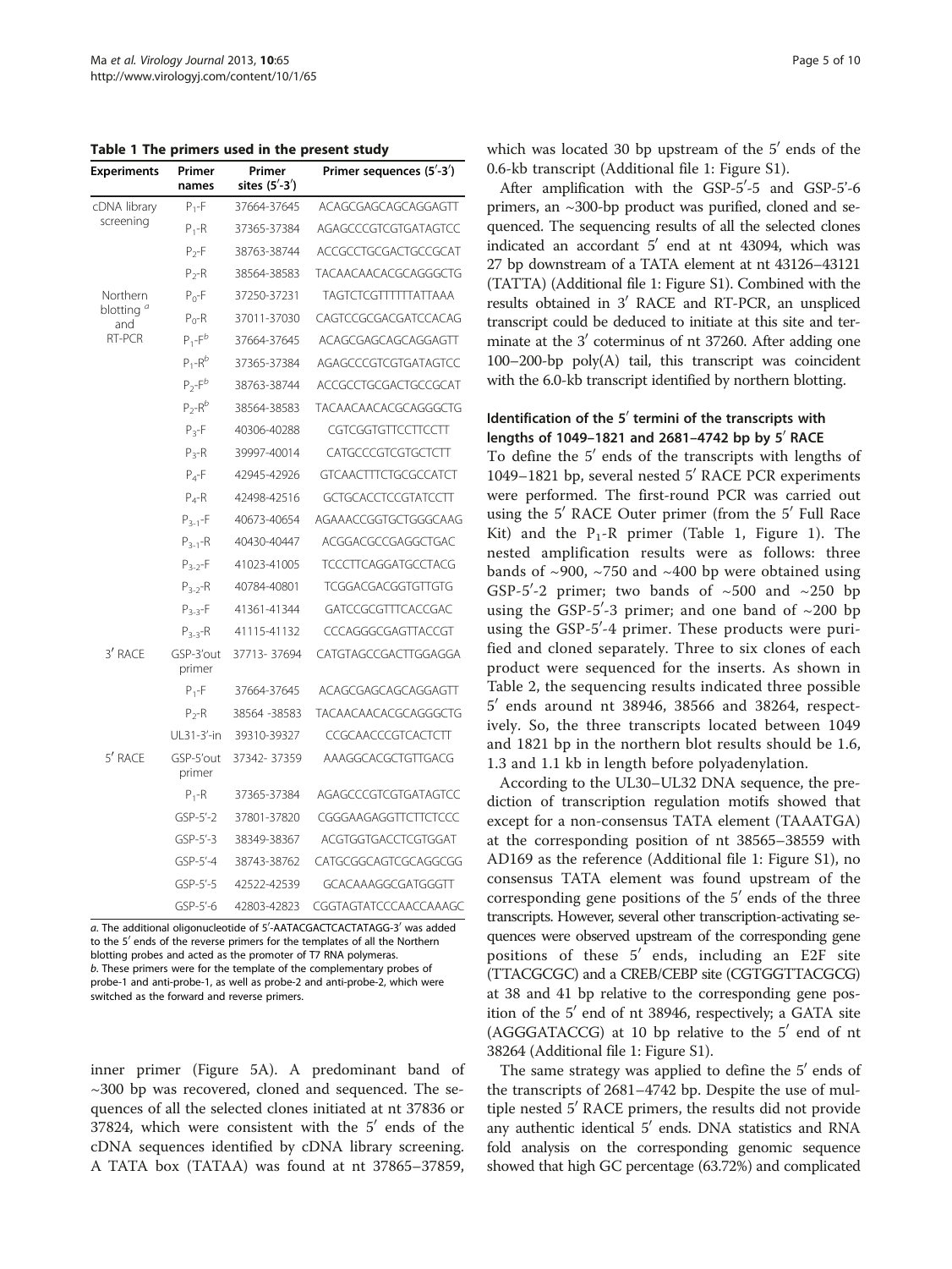**Table 1 The primers used in the present study**

| Experiments | Primer names | Primer sites (5′-3′) | Primer sequences (5′-3′) |
|---|---|---|---|
| cDNA library screening | $P_1$-F | 37664-37645 | ACAGCGAGCAGCAGGAGTT |
| | $P_1$-R | 37365-37384 | AGAGCCCGTCGTGATAGTCC |
| | $P_2$-F | 38763-38744 | ACCGCCTGCGACTGCCGCAT |
| | $P_2$-R | 38564-38583 | TACAACAACACGCAGGGCTG |
| Northern blotting [a] and RT-PCR | $P_0$-F | 37250-37231 | TAGTCTCGTTTTTTATTAAA |
| | $P_0$-R | 37011-37030 | CAGTCCGCGACGATCCACAG |
| | $P_1$-F[b] | 37664-37645 | ACAGCGAGCAGCAGGAGTT |
| | $P_1$-R[b] | 37365-37384 | AGAGCCCGTCGTGATAGTCC |
| | $P_2$-F[b] | 38763-38744 | ACCGCCTGCGACTGCCGCAT |
| | $P_2$-R[b] | 38564-38583 | TACAACAACACGCAGGGCTG |
| | $P_3$-F | 40306-40288 | CGTCGGTGTTCCTTCCTT |
| | $P_3$-R | 39997-40014 | CATGCCCGTCGTGCTCTT |
| | $P_4$-F | 42945-42926 | GTCAACTTTCTGCGCCATCT |
| | $P_4$-R | 42498-42516 | GCTGCACCTCCGTATCCTT |
| | $P_{3-1}$-F | 40673-40654 | AGAAACCGGTGCTGGGCAAG |
| | $P_{3-1}$-R | 40430-40447 | ACGGACGCCGAGGCTGAC |
| | $P_{3-2}$-F | 41023-41005 | TCCCTTCAGGATGCCTACG |
| | $P_{3-2}$-R | 40784-40801 | TCGGACGACGGTGTTGTG |
| | $P_{3-3}$-F | 41361-41344 | GATCCGCGTTTCACCGAC |
| | $P_{3-3}$-R | 41115-41132 | CCCAGGGCGAGTTACCGT |
| 3′ RACE | GSP-3′out primer | 37713- 37694 | CATGTAGCCGACTTGGAGGA |
| | $P_1$-F | 37664-37645 | ACAGCGAGCAGCAGGAGTT |
| | $P_2$-R | 38564 -38583 | TACAACAACACGCAGGGCTG |
| | UL31-3′-in | 39310-39327 | CCGCAACCCGTCACTCTT |
| 5′ RACE | GSP-5′out primer | 37342- 37359 | AAAGGCACGCTGTTGACG |
| | $P_1$-R | 37365-37384 | AGAGCCCGTCGTGATAGTCC |
| | GSP-5′-2 | 37801-37820 | CGGGAAGAGGTTCTTCTCCC |
| | GSP-5′-3 | 38349-38367 | ACGTGGTGACCTCGTGGAT |
| | GSP-5′-4 | 38743-38762 | CATGCGGCAGTCGCAGGCGG |
| | GSP-5′-5 | 42522-42539 | GCACAAAGGCGATGGGTT |
| | GSP-5′-6 | 42803-42823 | CGGTAGTATCCCAACCAAAGC |

*a.* The additional oligonucleotide of 5′-AATACGACTCACTATAGG-3′ was added to the 5′ ends of the reverse primers for the templates of all the Northern blotting probes and acted as the promoter of T7 RNA polymerase.
*b.* These primers were for the template of the complementary probes of probe-1 and anti-probe-1, as well as probe-2 and anti-probe-2, which were switched as the forward and reverse primers.

inner primer (Figure 5A). A predominant band of ~300 bp was recovered, cloned and sequenced. The sequences of all the selected clones initiated at nt 37836 or 37824, which were consistent with the 5′ ends of the cDNA sequences identified by cDNA library screening. A TATA box (TATAA) was found at nt 37865–37859, which was located 30 bp upstream of the 5′ ends of the 0.6-kb transcript (Additional file 1: Figure S1).

After amplification with the GSP-5′-5 and GSP-5′-6 primers, an ~300-bp product was purified, cloned and sequenced. The sequencing results of all the selected clones indicated an accordant 5′ end at nt 43094, which was 27 bp downstream of a TATA element at nt 43126–43121 (TATTA) (Additional file 1: Figure S1). Combined with the results obtained in 3′ RACE and RT-PCR, an unspliced transcript could be deduced to initiate at this site and terminate at the 3′ coterminus of nt 37260. After adding one 100–200-bp poly(A) tail, this transcript was coincident with the 6.0-kb transcript identified by northern blotting.

### Identification of the 5′ termini of the transcripts with lengths of 1049–1821 and 2681–4742 bp by 5′ RACE

To define the 5′ ends of the transcripts with lengths of 1049–1821 bp, several nested 5′ RACE PCR experiments were performed. The first-round PCR was carried out using the 5′ RACE Outer primer (from the 5′ Full Race Kit) and the $P_1$-R primer (Table 1, Figure 1). The nested amplification results were as follows: three bands of ~900, ~750 and ~400 bp were obtained using GSP-5′-2 primer; two bands of ~500 and ~250 bp using the GSP-5′-3 primer; and one band of ~200 bp using the GSP-5′-4 primer. These products were purified and cloned separately. Three to six clones of each product were sequenced for the inserts. As shown in Table 2, the sequencing results indicated three possible 5′ ends around nt 38946, 38566 and 38264, respectively. So, the three transcripts located between 1049 and 1821 bp in the northern blot results should be 1.6, 1.3 and 1.1 kb in length before polyadenylation.

According to the UL30–UL32 DNA sequence, the prediction of transcription regulation motifs showed that except for a non-consensus TATA element (TAAATGA) at the corresponding position of nt 38565–38559 with AD169 as the reference (Additional file 1: Figure S1), no consensus TATA element was found upstream of the corresponding gene positions of the 5′ ends of the three transcripts. However, several other transcription-activating sequences were observed upstream of the corresponding gene positions of these 5′ ends, including an E2F site (TTACGCGC) and a CREB/CEBP site (CGTGGTTACGCG) at 38 and 41 bp relative to the corresponding gene position of the 5′ end of nt 38946, respectively; a GATA site (AGGGATACCG) at 10 bp relative to the 5′ end of nt 38264 (Additional file 1: Figure S1).

The same strategy was applied to define the 5′ ends of the transcripts of 2681–4742 bp. Despite the use of multiple nested 5′ RACE primers, the results did not provide any authentic identical 5′ ends. DNA statistics and RNA fold analysis on the corresponding genomic sequence showed that high GC percentage (63.72%) and complicated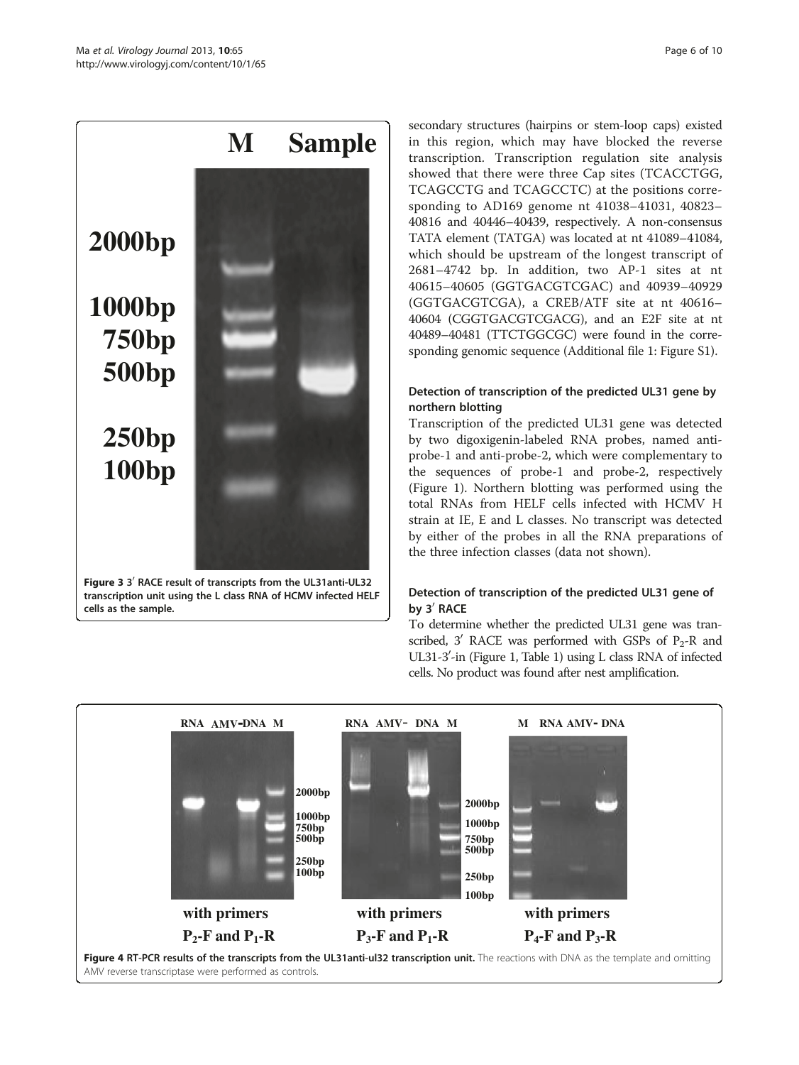secondary structures (hairpins or stem-loop caps) existed in this region, which may have blocked the reverse transcription. Transcription regulation site analysis showed that there were three Cap sites (TCACCTGG, TCAGCCTG and TCAGCCTC) at the positions corresponding to AD169 genome nt 41038–41031, 40823–40816 and 40446–40439, respectively. A non-consensus TATA element (TATGA) was located at nt 41089–41084, which should be upstream of the longest transcript of 2681–4742 bp. In addition, two AP-1 sites at nt 40615–40605 (GGTGACGTCGAC) and 40939–40929 (GGTGACGTCGA), a CREB/ATF site at nt 40616–40604 (CGGTGACGTCGACG), and an E2F site at nt 40489–40481 (TTCTGGCGC) were found in the corresponding genomic sequence (Additional file 1: Figure S1).

### Detection of transcription of the predicted UL31 gene by northern blotting

Transcription of the predicted UL31 gene was detected by two digoxigenin-labeled RNA probes, named anti-probe-1 and anti-probe-2, which were complementary to the sequences of probe-1 and probe-2, respectively (Figure 1). Northern blotting was performed using the total RNAs from HELF cells infected with HCMV H strain at IE, E and L classes. No transcript was detected by either of the probes in all the RNA preparations of the three infection classes (data not shown).

### Detection of transcription of the predicted UL31 gene of by 3′ RACE

To determine whether the predicted UL31 gene was transcribed, 3′ RACE was performed with GSPs of $P_2$-R and UL31-3′-in (Figure 1, Table 1) using L class RNA of infected cells. No product was found after nest amplification.

**Figure 3** 3′ RACE result of transcripts from the UL31anti-UL32 transcription unit using the L class RNA of HCMV infected HELF cells as the sample.

**Figure 4** RT-PCR results of the transcripts from the UL31anti-ul32 transcription unit. The reactions with DNA as the template and omitting AMV reverse transcriptase were performed as controls.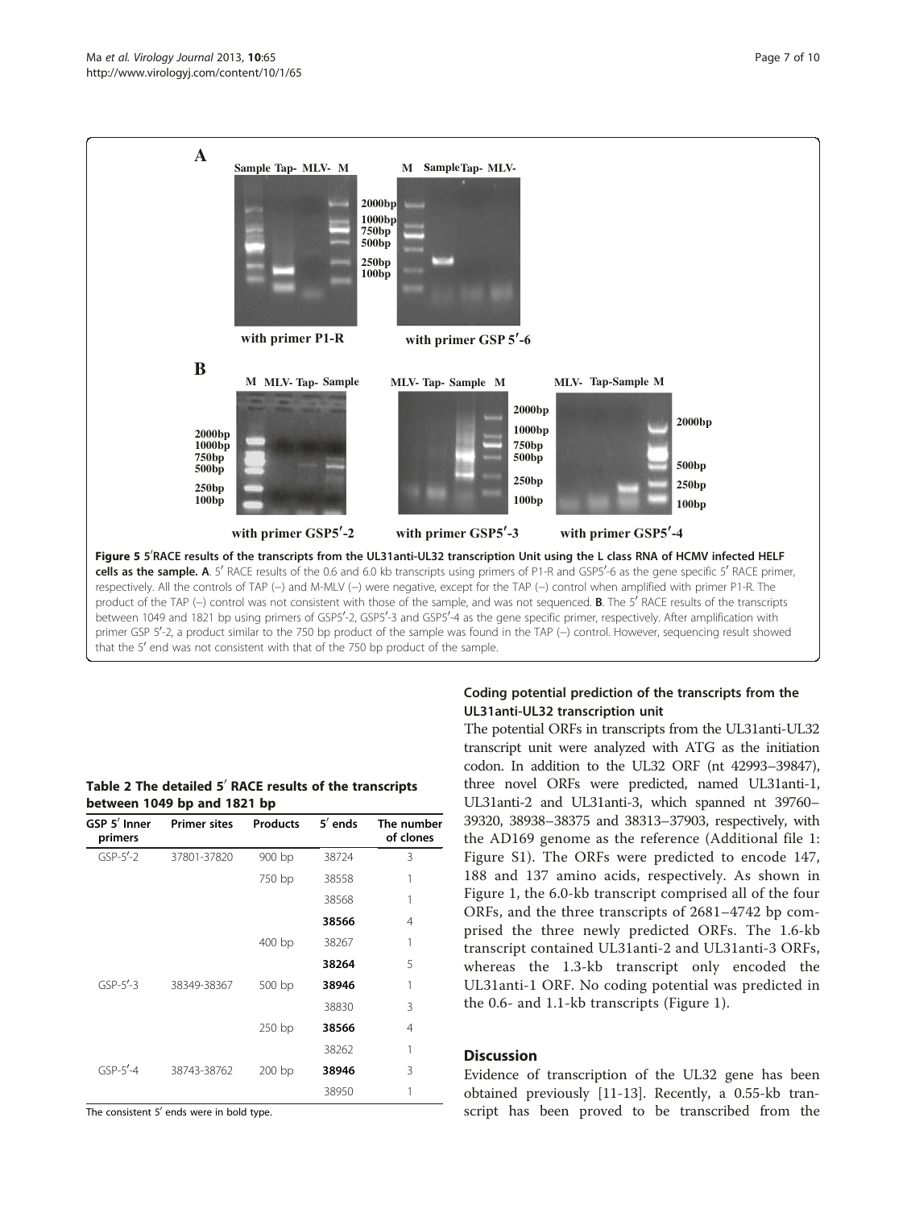**Figure 5** 5′RACE results of the transcripts from the UL31anti-UL32 transcription Unit using the L class RNA of HCMV infected HELF cells as the sample. **A**. 5′ RACE results of the 0.6 and 6.0 kb transcripts using primers of P1-R and GSP5′-6 as the gene specific 5′ RACE primer, respectively. All the controls of TAP (–) and M-MLV (–) were negative, except for the TAP (–) control when amplified with primer P1-R. The product of the TAP (–) control was not consistent with those of the sample, and was not sequenced. **B**. The 5′ RACE results of the transcripts between 1049 and 1821 bp using primers of GSP5′-2, GSP5′-3 and GSP5′-4 as the gene specific primer, respectively. After amplification with primer GSP 5′-2, a product similar to the 750 bp product of the sample was found in the TAP (–) control. However, sequencing result showed that the 5′ end was not consistent with that of the 750 bp product of the sample.

**Table 2 The detailed 5′ RACE results of the transcripts between 1049 bp and 1821 bp**

| GSP 5′ Inner primers | Primer sites | Products | 5′ ends | The number of clones |
|---|---|---|---|---|
| GSP-5′-2 | 37801-37820 | 900 bp | 38724 | 3 |
| | | 750 bp | 38558 | 1 |
| | | | 38568 | 1 |
| | | | **38566** | 4 |
| | | 400 bp | 38267 | 1 |
| | | | **38264** | 5 |
| GSP-5′-3 | 38349-38367 | 500 bp | **38946** | 1 |
| | | | 38830 | 3 |
| | | 250 bp | **38566** | 4 |
| | | | 38262 | 1 |
| GSP-5′-4 | 38743-38762 | 200 bp | **38946** | 3 |
| | | | 38950 | 1 |

The consistent 5′ ends were in bold type.

### Coding potential prediction of the transcripts from the UL31anti-UL32 transcription unit

The potential ORFs in transcripts from the UL31anti-UL32 transcript unit were analyzed with ATG as the initiation codon. In addition to the UL32 ORF (nt 42993–39847), three novel ORFs were predicted, named UL31anti-1, UL31anti-2 and UL31anti-3, which spanned nt 39760–39320, 38938–38375 and 38313–37903, respectively, with the AD169 genome as the reference (Additional file 1: Figure S1). The ORFs were predicted to encode 147, 188 and 137 amino acids, respectively. As shown in Figure 1, the 6.0-kb transcript comprised all of the four ORFs, and the three transcripts of 2681–4742 bp comprised the three newly predicted ORFs. The 1.6-kb transcript contained UL31anti-2 and UL31anti-3 ORFs, whereas the 1.3-kb transcript only encoded the UL31anti-1 ORF. No coding potential was predicted in the 0.6- and 1.1-kb transcripts (Figure 1).

## Discussion

Evidence of transcription of the UL32 gene has been obtained previously [11-13]. Recently, a 0.55-kb transcript has been proved to be transcribed from the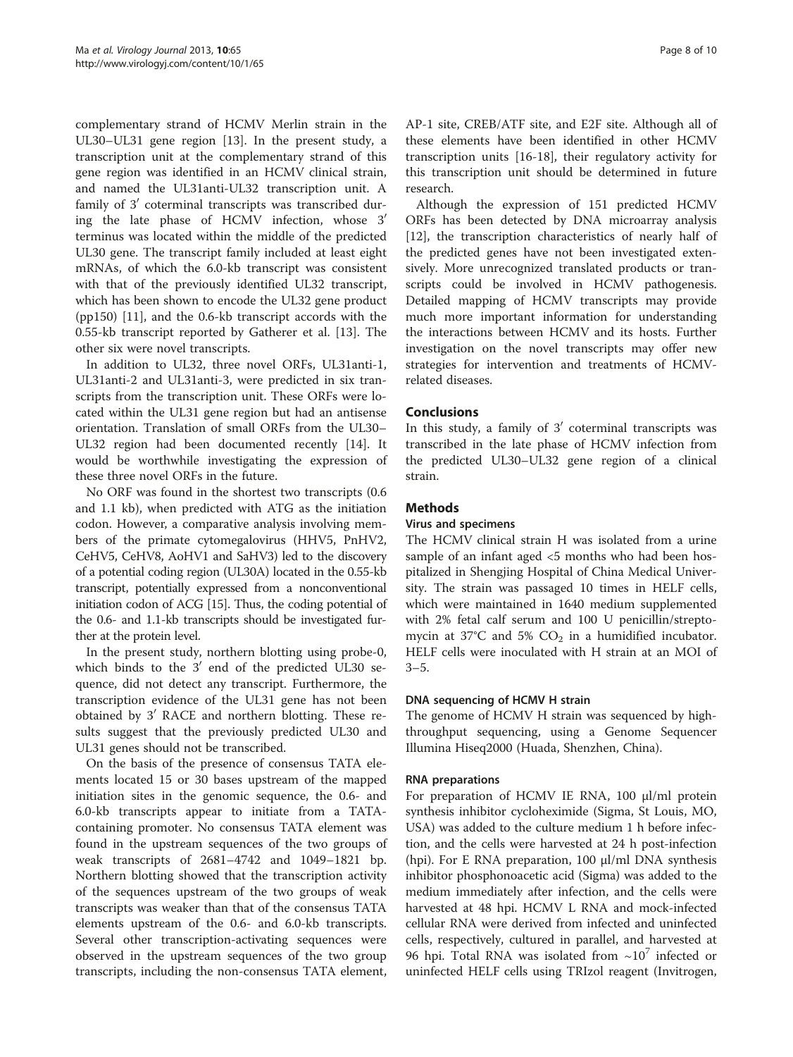complementary strand of HCMV Merlin strain in the UL30–UL31 gene region [13]. In the present study, a transcription unit at the complementary strand of this gene region was identified in an HCMV clinical strain, and named the UL31anti-UL32 transcription unit. A family of 3′ coterminal transcripts was transcribed during the late phase of HCMV infection, whose 3′ terminus was located within the middle of the predicted UL30 gene. The transcript family included at least eight mRNAs, of which the 6.0-kb transcript was consistent with that of the previously identified UL32 transcript, which has been shown to encode the UL32 gene product (pp150) [11], and the 0.6-kb transcript accords with the 0.55-kb transcript reported by Gatherer et al. [13]. The other six were novel transcripts.

In addition to UL32, three novel ORFs, UL31anti-1, UL31anti-2 and UL31anti-3, were predicted in six transcripts from the transcription unit. These ORFs were located within the UL31 gene region but had an antisense orientation. Translation of small ORFs from the UL30–UL32 region had been documented recently [14]. It would be worthwhile investigating the expression of these three novel ORFs in the future.

No ORF was found in the shortest two transcripts (0.6 and 1.1 kb), when predicted with ATG as the initiation codon. However, a comparative analysis involving members of the primate cytomegalovirus (HHV5, PnHV2, CeHV5, CeHV8, AoHV1 and SaHV3) led to the discovery of a potential coding region (UL30A) located in the 0.55-kb transcript, potentially expressed from a nonconventional initiation codon of ACG [15]. Thus, the coding potential of the 0.6- and 1.1-kb transcripts should be investigated further at the protein level.

In the present study, northern blotting using probe-0, which binds to the 3′ end of the predicted UL30 sequence, did not detect any transcript. Furthermore, the transcription evidence of the UL31 gene has not been obtained by 3′ RACE and northern blotting. These results suggest that the previously predicted UL30 and UL31 genes should not be transcribed.

On the basis of the presence of consensus TATA elements located 15 or 30 bases upstream of the mapped initiation sites in the genomic sequence, the 0.6- and 6.0-kb transcripts appear to initiate from a TATA-containing promoter. No consensus TATA element was found in the upstream sequences of the two groups of weak transcripts of 2681–4742 and 1049–1821 bp. Northern blotting showed that the transcription activity of the sequences upstream of the two groups of weak transcripts was weaker than that of the consensus TATA elements upstream of the 0.6- and 6.0-kb transcripts. Several other transcription-activating sequences were observed in the upstream sequences of the two group transcripts, including the non-consensus TATA element, AP-1 site, CREB/ATF site, and E2F site. Although all of these elements have been identified in other HCMV transcription units [16-18], their regulatory activity for this transcription unit should be determined in future research.

Although the expression of 151 predicted HCMV ORFs has been detected by DNA microarray analysis [12], the transcription characteristics of nearly half of the predicted genes have not been investigated extensively. More unrecognized translated products or transcripts could be involved in HCMV pathogenesis. Detailed mapping of HCMV transcripts may provide much more important information for understanding the interactions between HCMV and its hosts. Further investigation on the novel transcripts may offer new strategies for intervention and treatments of HCMV-related diseases.

## Conclusions

In this study, a family of 3′ coterminal transcripts was transcribed in the late phase of HCMV infection from the predicted UL30–UL32 gene region of a clinical strain.

## Methods

### Virus and specimens

The HCMV clinical strain H was isolated from a urine sample of an infant aged <5 months who had been hospitalized in Shengjing Hospital of China Medical University. The strain was passaged 10 times in HELF cells, which were maintained in 1640 medium supplemented with 2% fetal calf serum and 100 U penicillin/streptomycin at 37°C and 5% $CO_2$ in a humidified incubator. HELF cells were inoculated with H strain at an MOI of 3–5.

### DNA sequencing of HCMV H strain

The genome of HCMV H strain was sequenced by high-throughput sequencing, using a Genome Sequencer Illumina Hiseq2000 (Huada, Shenzhen, China).

### RNA preparations

For preparation of HCMV IE RNA, 100 μl/ml protein synthesis inhibitor cycloheximide (Sigma, St Louis, MO, USA) was added to the culture medium 1 h before infection, and the cells were harvested at 24 h post-infection (hpi). For E RNA preparation, 100 μl/ml DNA synthesis inhibitor phosphonoacetic acid (Sigma) was added to the medium immediately after infection, and the cells were harvested at 48 hpi. HCMV L RNA and mock-infected cellular RNA were derived from infected and uninfected cells, respectively, cultured in parallel, and harvested at 96 hpi. Total RNA was isolated from $\sim 10^7$ infected or uninfected HELF cells using TRIzol reagent (Invitrogen,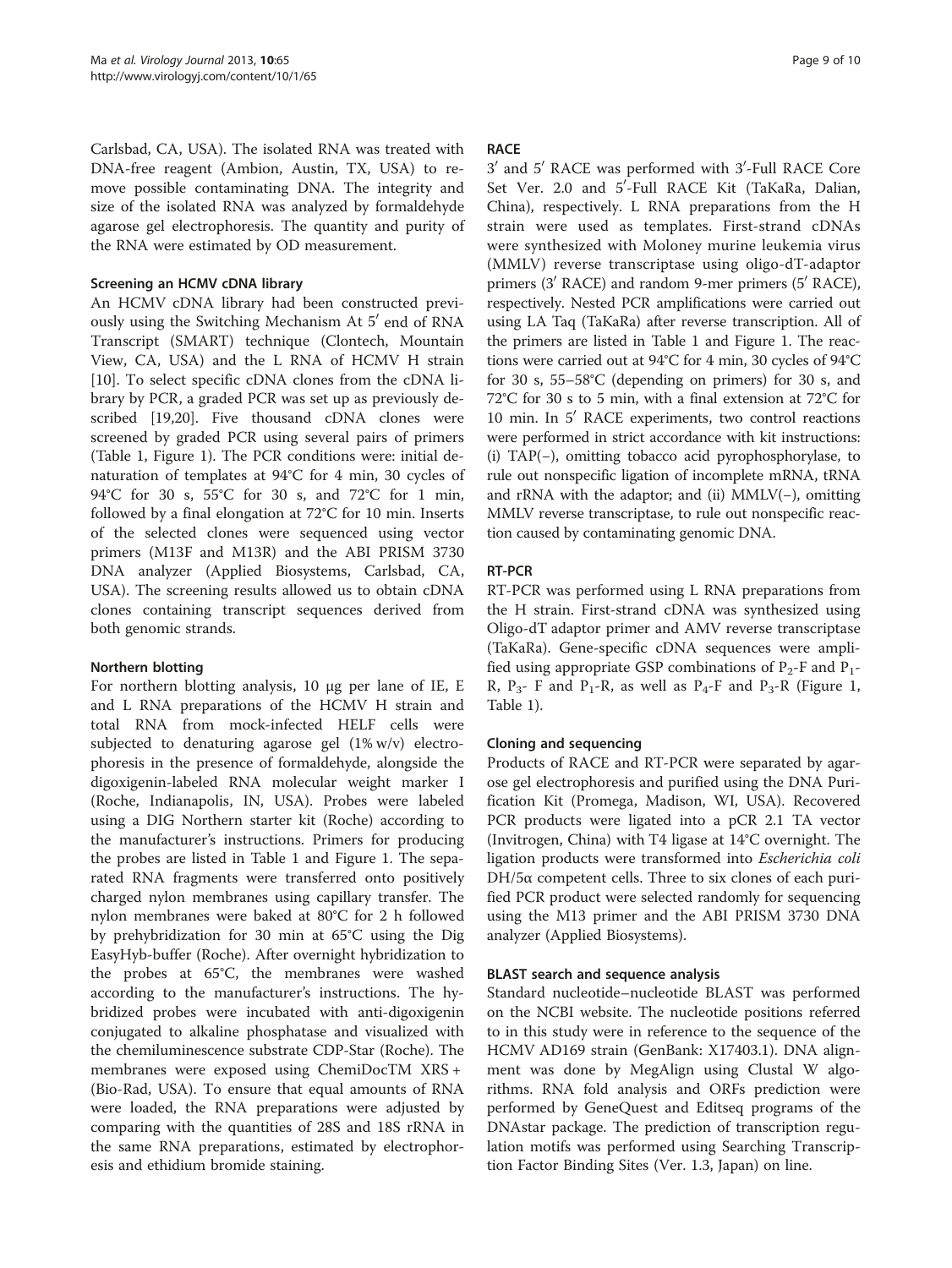Carlsbad, CA, USA). The isolated RNA was treated with DNA-free reagent (Ambion, Austin, TX, USA) to remove possible contaminating DNA. The integrity and size of the isolated RNA was analyzed by formaldehyde agarose gel electrophoresis. The quantity and purity of the RNA were estimated by OD measurement.

### Screening an HCMV cDNA library

An HCMV cDNA library had been constructed previously using the Switching Mechanism At 5′ end of RNA Transcript (SMART) technique (Clontech, Mountain View, CA, USA) and the L RNA of HCMV H strain [10]. To select specific cDNA clones from the cDNA library by PCR, a graded PCR was set up as previously described [19,20]. Five thousand cDNA clones were screened by graded PCR using several pairs of primers (Table 1, Figure 1). The PCR conditions were: initial denaturation of templates at 94°C for 4 min, 30 cycles of 94°C for 30 s, 55°C for 30 s, and 72°C for 1 min, followed by a final elongation at 72°C for 10 min. Inserts of the selected clones were sequenced using vector primers (M13F and M13R) and the ABI PRISM 3730 DNA analyzer (Applied Biosystems, Carlsbad, CA, USA). The screening results allowed us to obtain cDNA clones containing transcript sequences derived from both genomic strands.

### Northern blotting

For northern blotting analysis, 10 μg per lane of IE, E and L RNA preparations of the HCMV H strain and total RNA from mock-infected HELF cells were subjected to denaturing agarose gel (1% w/v) electrophoresis in the presence of formaldehyde, alongside the digoxigenin-labeled RNA molecular weight marker I (Roche, Indianapolis, IN, USA). Probes were labeled using a DIG Northern starter kit (Roche) according to the manufacturer's instructions. Primers for producing the probes are listed in Table 1 and Figure 1. The separated RNA fragments were transferred onto positively charged nylon membranes using capillary transfer. The nylon membranes were baked at 80°C for 2 h followed by prehybridization for 30 min at 65°C using the Dig EasyHyb-buffer (Roche). After overnight hybridization to the probes at 65°C, the membranes were washed according to the manufacturer's instructions. The hybridized probes were incubated with anti-digoxigenin conjugated to alkaline phosphatase and visualized with the chemiluminescence substrate CDP-Star (Roche). The membranes were exposed using ChemiDocTM XRS + (Bio-Rad, USA). To ensure that equal amounts of RNA were loaded, the RNA preparations were adjusted by comparing with the quantities of 28S and 18S rRNA in the same RNA preparations, estimated by electrophoresis and ethidium bromide staining.

### RACE

3′ and 5′ RACE was performed with 3′-Full RACE Core Set Ver. 2.0 and 5′-Full RACE Kit (TaKaRa, Dalian, China), respectively. L RNA preparations from the H strain were used as templates. First-strand cDNAs were synthesized with Moloney murine leukemia virus (MMLV) reverse transcriptase using oligo-dT-adaptor primers (3′ RACE) and random 9-mer primers (5′ RACE), respectively. Nested PCR amplifications were carried out using LA Taq (TaKaRa) after reverse transcription. All of the primers are listed in Table 1 and Figure 1. The reactions were carried out at 94°C for 4 min, 30 cycles of 94°C for 30 s, 55–58°C (depending on primers) for 30 s, and 72°C for 30 s to 5 min, with a final extension at 72°C for 10 min. In 5′ RACE experiments, two control reactions were performed in strict accordance with kit instructions: (i) TAP(−), omitting tobacco acid pyrophosphorylase, to rule out nonspecific ligation of incomplete mRNA, tRNA and rRNA with the adaptor; and (ii) MMLV(−), omitting MMLV reverse transcriptase, to rule out nonspecific reaction caused by contaminating genomic DNA.

### RT-PCR

RT-PCR was performed using L RNA preparations from the H strain. First-strand cDNA was synthesized using Oligo-dT adaptor primer and AMV reverse transcriptase (TaKaRa). Gene-specific cDNA sequences were amplified using appropriate GSP combinations of $P_2$-F and $P_1$-R, $P_3$- F and $P_1$-R, as well as $P_4$-F and $P_3$-R (Figure 1, Table 1).

### Cloning and sequencing

Products of RACE and RT-PCR were separated by agarose gel electrophoresis and purified using the DNA Purification Kit (Promega, Madison, WI, USA). Recovered PCR products were ligated into a pCR 2.1 TA vector (Invitrogen, China) with T4 ligase at 14°C overnight. The ligation products were transformed into *Escherichia coli* DH/5α competent cells. Three to six clones of each purified PCR product were selected randomly for sequencing using the M13 primer and the ABI PRISM 3730 DNA analyzer (Applied Biosystems).

### BLAST search and sequence analysis

Standard nucleotide–nucleotide BLAST was performed on the NCBI website. The nucleotide positions referred to in this study were in reference to the sequence of the HCMV AD169 strain (GenBank: X17403.1). DNA alignment was done by MegAlign using Clustal W algorithms. RNA fold analysis and ORFs prediction were performed by GeneQuest and Editseq programs of the DNAstar package. The prediction of transcription regulation motifs was performed using Searching Transcription Factor Binding Sites (Ver. 1.3, Japan) on line.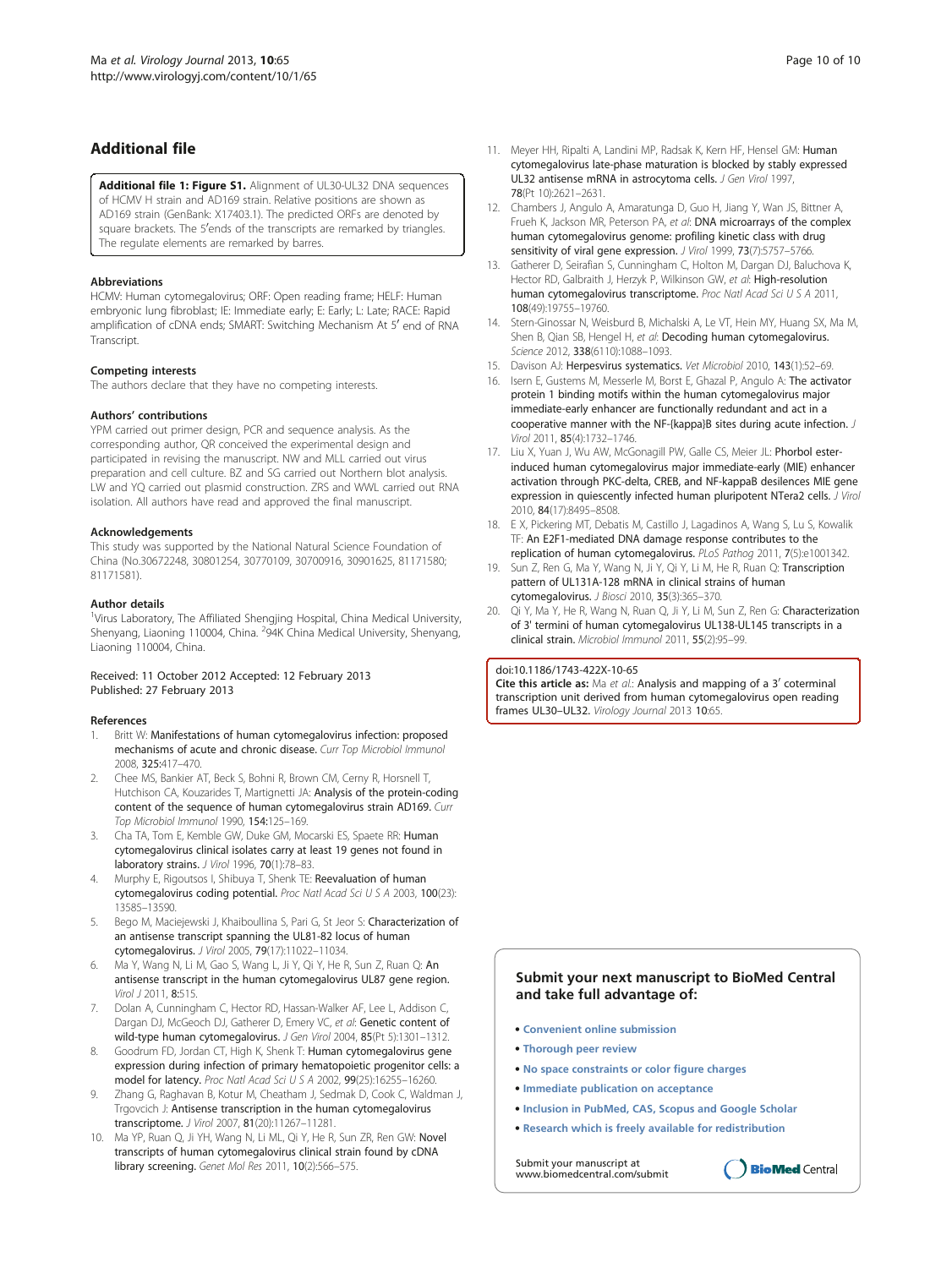## Additional file

**Additional file 1: Figure S1.** Alignment of UL30-UL32 DNA sequences of HCMV H strain and AD169 strain. Relative positions are shown as AD169 strain (GenBank: X17403.1). The predicted ORFs are denoted by square brackets. The 5′ends of the transcripts are remarked by triangles. The regulate elements are remarked by barres.

#### Abbreviations

HCMV: Human cytomegalovirus; ORF: Open reading frame; HELF: Human embryonic lung fibroblast; IE: Immediate early; E: Early; L: Late; RACE: Rapid amplification of cDNA ends; SMART: Switching Mechanism At 5′ end of RNA Transcript.

#### Competing interests

The authors declare that they have no competing interests.

#### Authors' contributions

YPM carried out primer design, PCR and sequence analysis. As the corresponding author, QR conceived the experimental design and participated in revising the manuscript. NW and MLL carried out virus preparation and cell culture. BZ and SG carried out Northern blot analysis. LW and YQ carried out plasmid construction. ZRS and WWL carried out RNA isolation. All authors have read and approved the final manuscript.

#### Acknowledgements

This study was supported by the National Natural Science Foundation of China (No.30672248, 30801254, 30770109, 30700916, 30901625, 81171580; 81171581).

#### Author details

[1]Virus Laboratory, The Affiliated Shengjing Hospital, China Medical University, Shenyang, Liaoning 110004, China. [2]94K China Medical University, Shenyang, Liaoning 110004, China.

Received: 11 October 2012 Accepted: 12 February 2013
Published: 27 February 2013

#### References

1. Britt W: **Manifestations of human cytomegalovirus infection: proposed mechanisms of acute and chronic disease.** *Curr Top Microbiol Immunol* 2008, **325:**417–470.
2. Chee MS, Bankier AT, Beck S, Bohni R, Brown CM, Cerny R, Horsnell T, Hutchison CA, Kouzarides T, Martignetti JA: **Analysis of the protein-coding content of the sequence of human cytomegalovirus strain AD169.** *Curr Top Microbiol Immunol* 1990, **154:**125–169.
3. Cha TA, Tom E, Kemble GW, Duke GM, Mocarski ES, Spaete RR: **Human cytomegalovirus clinical isolates carry at least 19 genes not found in laboratory strains.** *J Virol* 1996, **70**(1):78–83.
4. Murphy E, Rigoutsos I, Shibuya T, Shenk TE: **Reevaluation of human cytomegalovirus coding potential.** *Proc Natl Acad Sci U S A* 2003, **100**(23): 13585–13590.
5. Bego M, Maciejewski J, Khaiboullina S, Pari G, St Jeor S: **Characterization of an antisense transcript spanning the UL81-82 locus of human cytomegalovirus.** *J Virol* 2005, **79**(17):11022–11034.
6. Ma Y, Wang N, Li M, Gao S, Wang L, Ji Y, Qi Y, He R, Sun Z, Ruan Q: **An antisense transcript in the human cytomegalovirus UL87 gene region.** *Virol J* 2011, **8:**515.
7. Dolan A, Cunningham C, Hector RD, Hassan-Walker AF, Lee L, Addison C, Dargan DJ, McGeoch DJ, Gatherer D, Emery VC, *et al*: **Genetic content of wild-type human cytomegalovirus.** *J Gen Virol* 2004, **85**(Pt 5):1301–1312.
8. Goodrum FD, Jordan CT, High K, Shenk T: **Human cytomegalovirus gene expression during infection of primary hematopoietic progenitor cells: a model for latency.** *Proc Natl Acad Sci U S A* 2002, **99**(25):16255–16260.
9. Zhang G, Raghavan B, Kotur M, Cheatham J, Sedmak D, Cook C, Waldman J, Trgovcich J: **Antisense transcription in the human cytomegalovirus transcriptome.** *J Virol* 2007, **81**(20):11267–11281.
10. Ma YP, Ruan Q, Ji YH, Wang N, Li ML, Qi Y, He R, Sun ZR, Ren GW: **Novel transcripts of human cytomegalovirus clinical strain found by cDNA library screening.** *Genet Mol Res* 2011, **10**(2):566–575.
11. Meyer HH, Ripalti A, Landini MP, Radsak K, Kern HF, Hensel GM: **Human cytomegalovirus late-phase maturation is blocked by stably expressed UL32 antisense mRNA in astrocytoma cells.** *J Gen Virol* 1997, **78**(Pt 10):2621–2631.
12. Chambers J, Angulo A, Amaratunga D, Guo H, Jiang Y, Wan JS, Bittner A, Frueh K, Jackson MR, Peterson PA, *et al*: **DNA microarrays of the complex human cytomegalovirus genome: profiling kinetic class with drug sensitivity of viral gene expression.** *J Virol* 1999, **73**(7):5757–5766.
13. Gatherer D, Seirafian S, Cunningham C, Holton M, Dargan DJ, Baluchova K, Hector RD, Galbraith J, Herzyk P, Wilkinson GW, *et al*: **High-resolution human cytomegalovirus transcriptome.** *Proc Natl Acad Sci U S A* 2011, **108**(49):19755–19760.
14. Stern-Ginossar N, Weisburd B, Michalski A, Le VT, Hein MY, Huang SX, Ma M, Shen B, Qian SB, Hengel H, *et al*: **Decoding human cytomegalovirus.** *Science* 2012, **338**(6110):1088–1093.
15. Davison AJ: **Herpesvirus systematics.** *Vet Microbiol* 2010, **143**(1):52–69.
16. Isern E, Gustems M, Messerle M, Borst E, Ghazal P, Angulo A: **The activator protein 1 binding motifs within the human cytomegalovirus major immediate-early enhancer are functionally redundant and act in a cooperative manner with the NF-{kappa}B sites during acute infection.** *J Virol* 2011, **85**(4):1732–1746.
17. Liu X, Yuan J, Wu AW, McGonagill PW, Galle CS, Meier JL: **Phorbol ester-induced human cytomegalovirus major immediate-early (MIE) enhancer activation through PKC-delta, CREB, and NF-kappaB desilences MIE gene expression in quiescently infected human pluripotent NTera2 cells.** *J Virol* 2010, **84**(17):8495–8508.
18. E X, Pickering MT, Debatis M, Castillo J, Lagadinos A, Wang S, Lu S, Kowalik TF: **An E2F1-mediated DNA damage response contributes to the replication of human cytomegalovirus.** *PLoS Pathog* 2011, **7**(5):e1001342.
19. Sun Z, Ren G, Ma Y, Wang N, Ji Y, Qi Y, Li M, He R, Ruan Q: **Transcription pattern of UL131A-128 mRNA in clinical strains of human cytomegalovirus.** *J Biosci* 2010, **35**(3):365–370.
20. Qi Y, Ma Y, He R, Wang N, Ruan Q, Ji Y, Li M, Sun Z, Ren G: **Characterization of 3' termini of human cytomegalovirus UL138-UL145 transcripts in a clinical strain.** *Microbiol Immunol* 2011, **55**(2):95–99.

doi:10.1186/1743-422X-10-65
**Cite this article as:** Ma *et al.*: Analysis and mapping of a 3′ coterminal transcription unit derived from human cytomegalovirus open reading frames UL30–UL32. *Virology Journal* 2013 **10**:65.

**Submit your next manuscript to BioMed Central and take full advantage of:**

- **Convenient online submission**
- **Thorough peer review**
- **No space constraints or color figure charges**
- **Immediate publication on acceptance**
- **Inclusion in PubMed, CAS, Scopus and Google Scholar**
- **Research which is freely available for redistribution**

Submit your manuscript at
www.biomedcentral.com/submit

BioMed Central